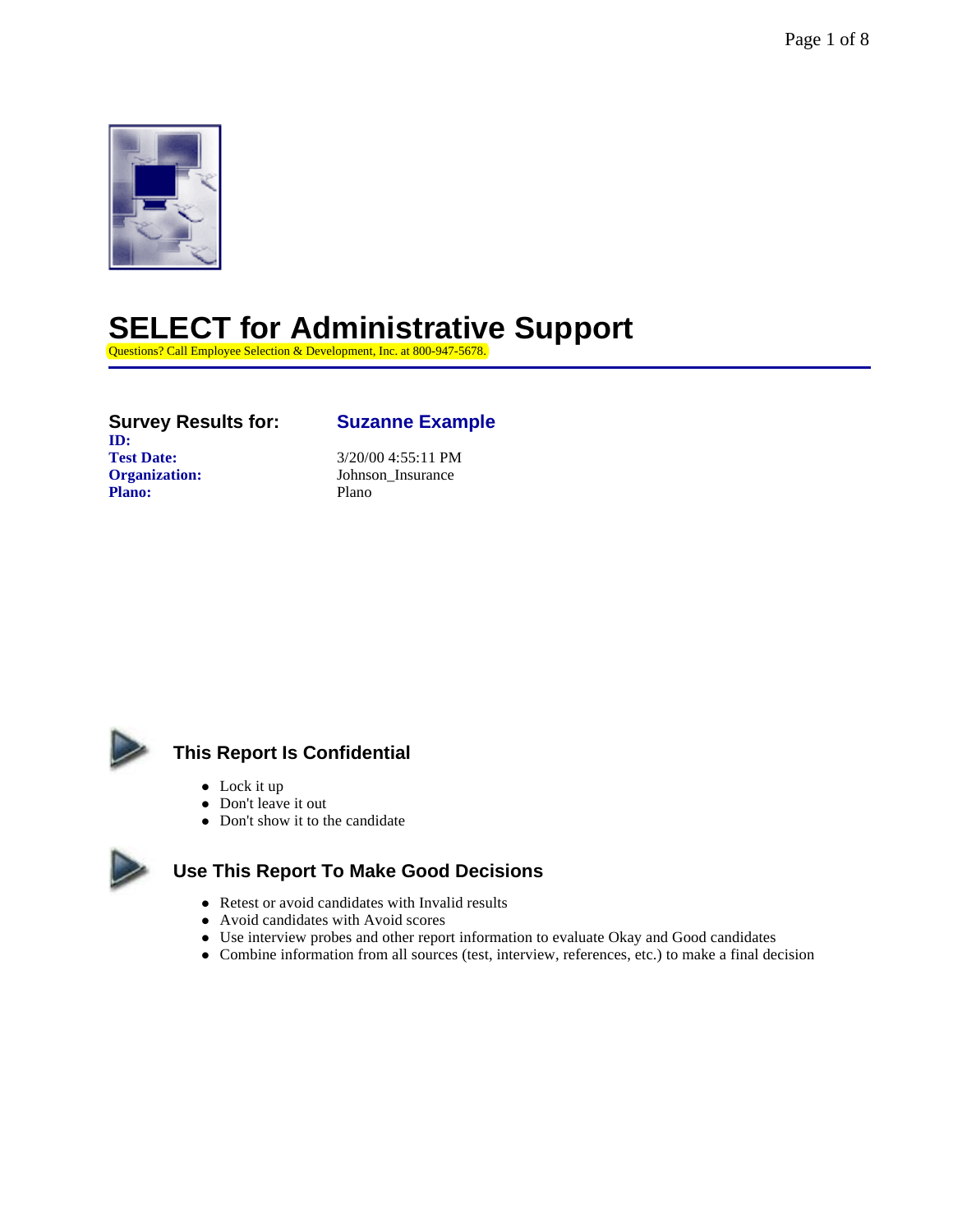# SELECT for Administrative Support

Questions? Call Employee Selection & Development, Inc. at 800-947-5678.

---

| **Survey Results for:** | **Suzanne Example** |
|---|---|
| **ID:** | |
| **Test Date:** | 3/20/00 4:55:11 PM |
| **Organization:** | Johnson_Insurance |
| **Plano:** | Plano |

## This Report Is Confidential

- Lock it up
- Don't leave it out
- Don't show it to the candidate

## Use This Report To Make Good Decisions

- Retest or avoid candidates with Invalid results
- Avoid candidates with Avoid scores
- Use interview probes and other report information to evaluate Okay and Good candidates
- Combine information from all sources (test, interview, references, etc.) to make a final decision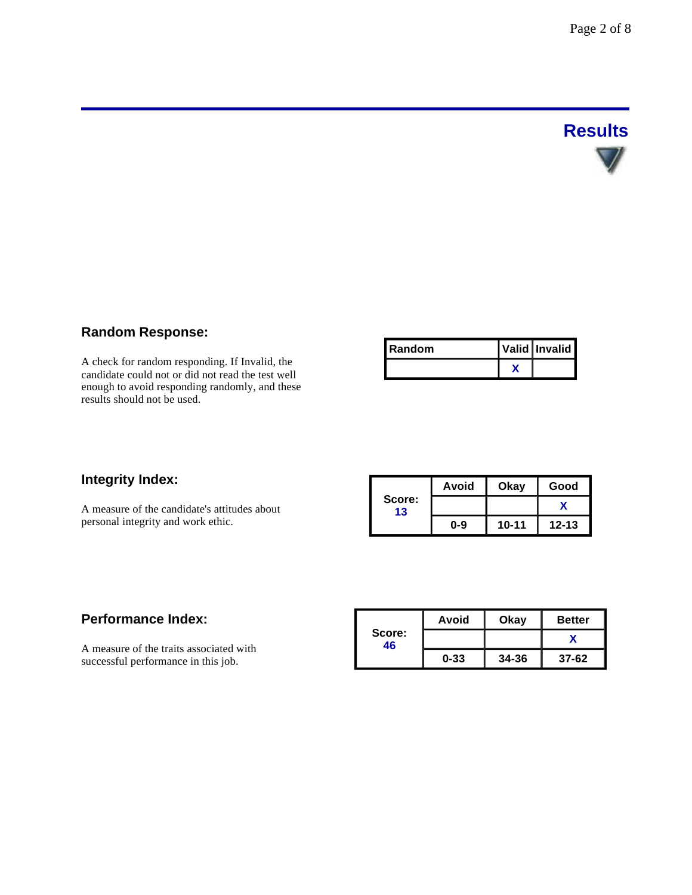# Results

## Random Response:

A check for random responding. If Invalid, the candidate could not or did not read the test well enough to avoid responding randomly, and these results should not be used.

| Random | Valid | Invalid |
|---|---|---|
| | X | |

## Integrity Index:

A measure of the candidate's attitudes about personal integrity and work ethic.

| Score: 13 | Avoid | Okay | Good |
|---|---|---|---|
| | | | X |
| | 0-9 | 10-11 | 12-13 |

## Performance Index:

A measure of the traits associated with successful performance in this job.

| Score: 46 | Avoid | Okay | Better |
|---|---|---|---|
| | | | X |
| | 0-33 | 34-36 | 37-62 |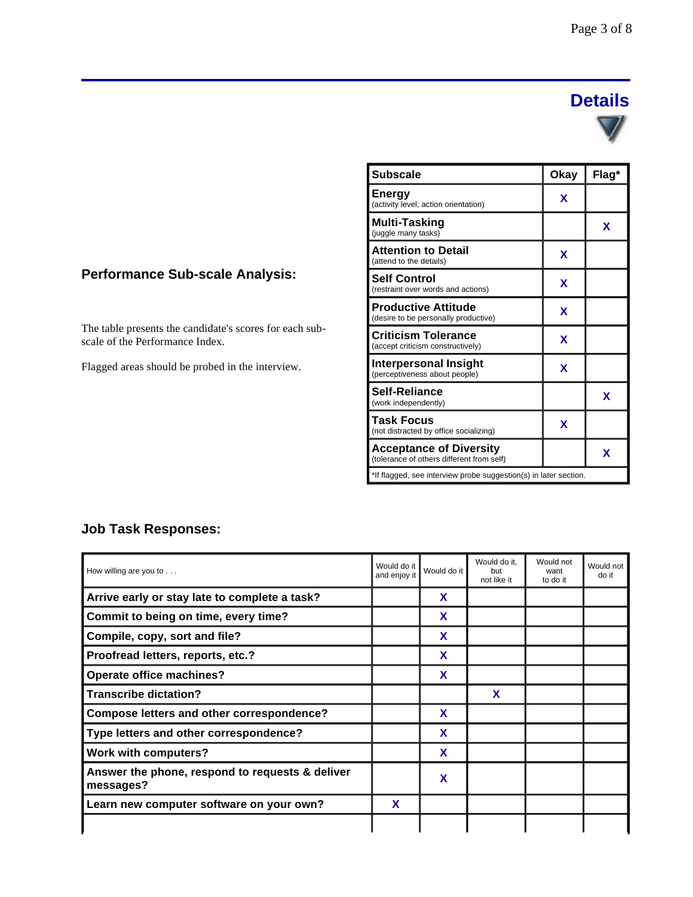## Details

### Performance Sub-scale Analysis:

The table presents the candidate's scores for each sub-scale of the Performance Index.

Flagged areas should be probed in the interview.

| Subscale | Okay | Flag* |
|---|---|---|
| **Energy** (activity level; action orientation) | X | |
| **Multi-Tasking** (juggle many tasks) | | X |
| **Attention to Detail** (attend to the details) | X | |
| **Self Control** (restraint over words and actions) | X | |
| **Productive Attitude** (desire to be personally productive) | X | |
| **Criticism Tolerance** (accept criticism constructively) | X | |
| **Interpersonal Insight** (perceptiveness about people) | X | |
| **Self-Reliance** (work independently) | | X |
| **Task Focus** (not distracted by office socializing) | X | |
| **Acceptance of Diversity** (tolerance of others different from self) | | X |
| *If flagged, see interview probe suggestion(s) in later section. | | |

### Job Task Responses:

| How willing are you to . . . | Would do it and enjoy it | Would do it | Would do it, but not like it | Would not want to do it | Would not do it |
|---|---|---|---|---|---|
| **Arrive early or stay late to complete a task?** | | X | | | |
| **Commit to being on time, every time?** | | X | | | |
| **Compile, copy, sort and file?** | | X | | | |
| **Proofread letters, reports, etc.?** | | X | | | |
| **Operate office machines?** | | X | | | |
| **Transcribe dictation?** | | | X | | |
| **Compose letters and other correspondence?** | | X | | | |
| **Type letters and other correspondence?** | | X | | | |
| **Work with computers?** | | X | | | |
| **Answer the phone, respond to requests & deliver messages?** | | X | | | |
| **Learn new computer software on your own?** | X | | | | |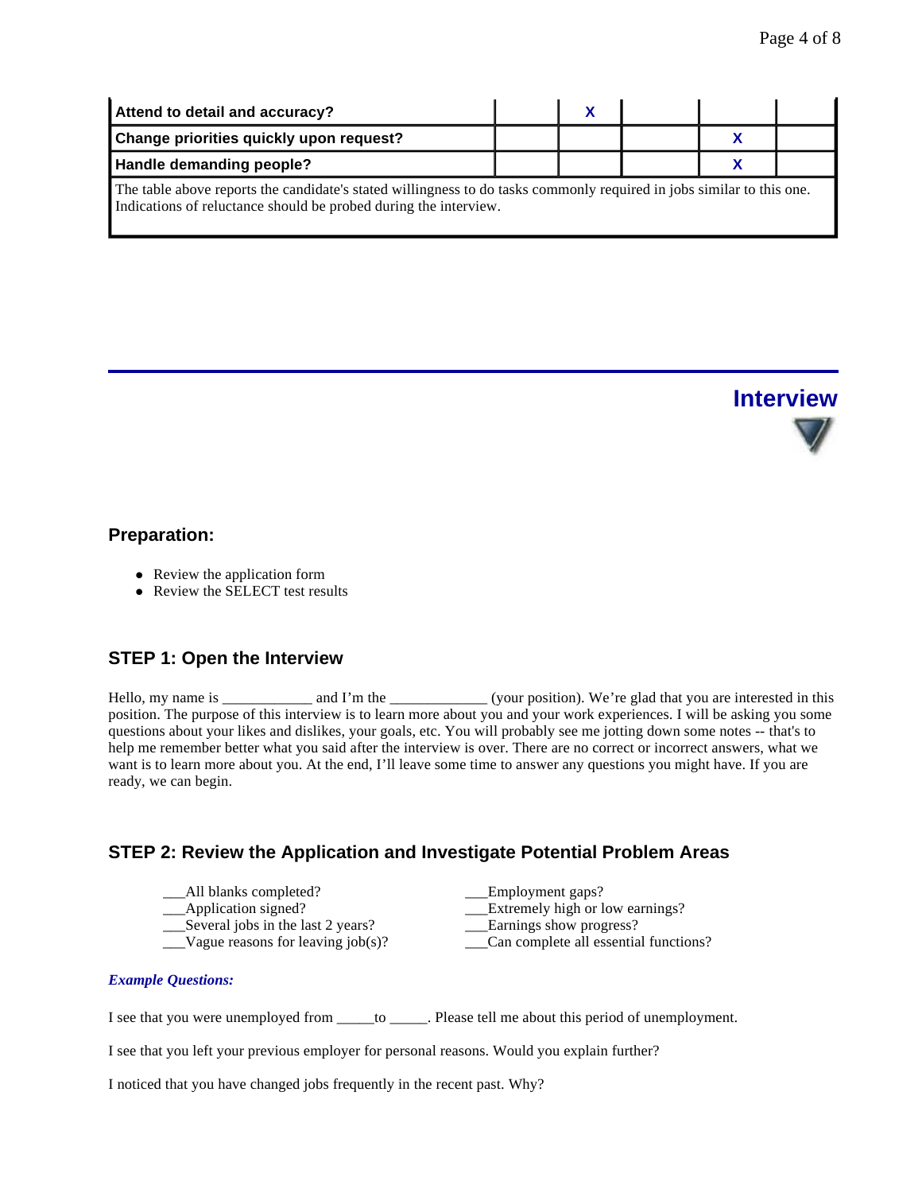| Attend to detail and accuracy? | | X | | | |
|---|---|---|---|---|---|
| Change priorities quickly upon request? | | | | X | |
| Handle demanding people? | | | | X | |

The table above reports the candidate's stated willingness to do tasks commonly required in jobs similar to this one. Indications of reluctance should be probed during the interview.

## Interview

### Preparation:

- Review the application form
- Review the SELECT test results

### STEP 1: Open the Interview

Hello, my name is ____________ and I'm the _____________ (your position). We're glad that you are interested in this position. The purpose of this interview is to learn more about you and your work experiences. I will be asking you some questions about your likes and dislikes, your goals, etc. You will probably see me jotting down some notes -- that's to help me remember better what you said after the interview is over. There are no correct or incorrect answers, what we want is to learn more about you. At the end, I'll leave some time to answer any questions you might have. If you are ready, we can begin.

### STEP 2: Review the Application and Investigate Potential Problem Areas

___All blanks completed?
___Application signed?
___Several jobs in the last 2 years?
___Vague reasons for leaving job(s)?
___Employment gaps?
___Extremely high or low earnings?
___Earnings show progress?
___Can complete all essential functions?

***Example Questions:***

I see that you were unemployed from _____to _____. Please tell me about this period of unemployment.

I see that you left your previous employer for personal reasons. Would you explain further?

I noticed that you have changed jobs frequently in the recent past. Why?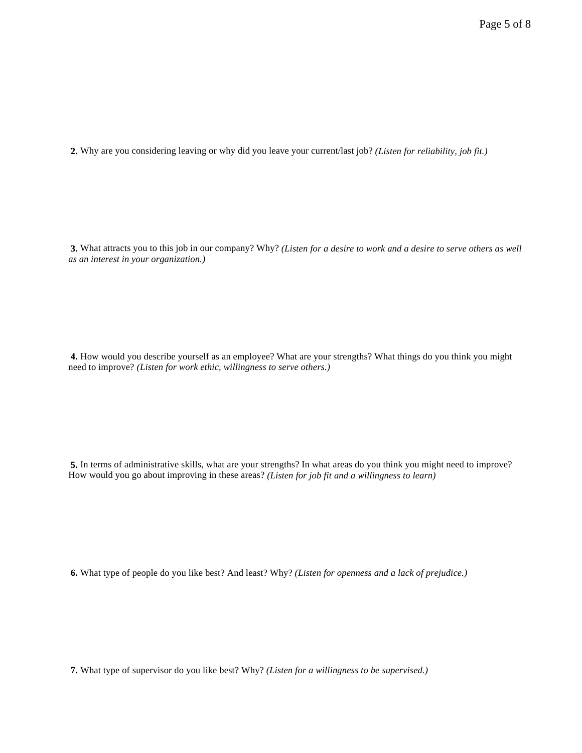**2.** Why are you considering leaving or why did you leave your current/last job? *(Listen for reliability, job fit.)*

**3.** What attracts you to this job in our company? Why? *(Listen for a desire to work and a desire to serve others as well as an interest in your organization.)*

**4.** How would you describe yourself as an employee? What are your strengths? What things do you think you might need to improve? *(Listen for work ethic, willingness to serve others.)*

**5.** In terms of administrative skills, what are your strengths? In what areas do you think you might need to improve? How would you go about improving in these areas? *(Listen for job fit and a willingness to learn)*

**6.** What type of people do you like best? And least? Why? *(Listen for openness and a lack of prejudice.)*

**7.** What type of supervisor do you like best? Why? *(Listen for a willingness to be supervised.)*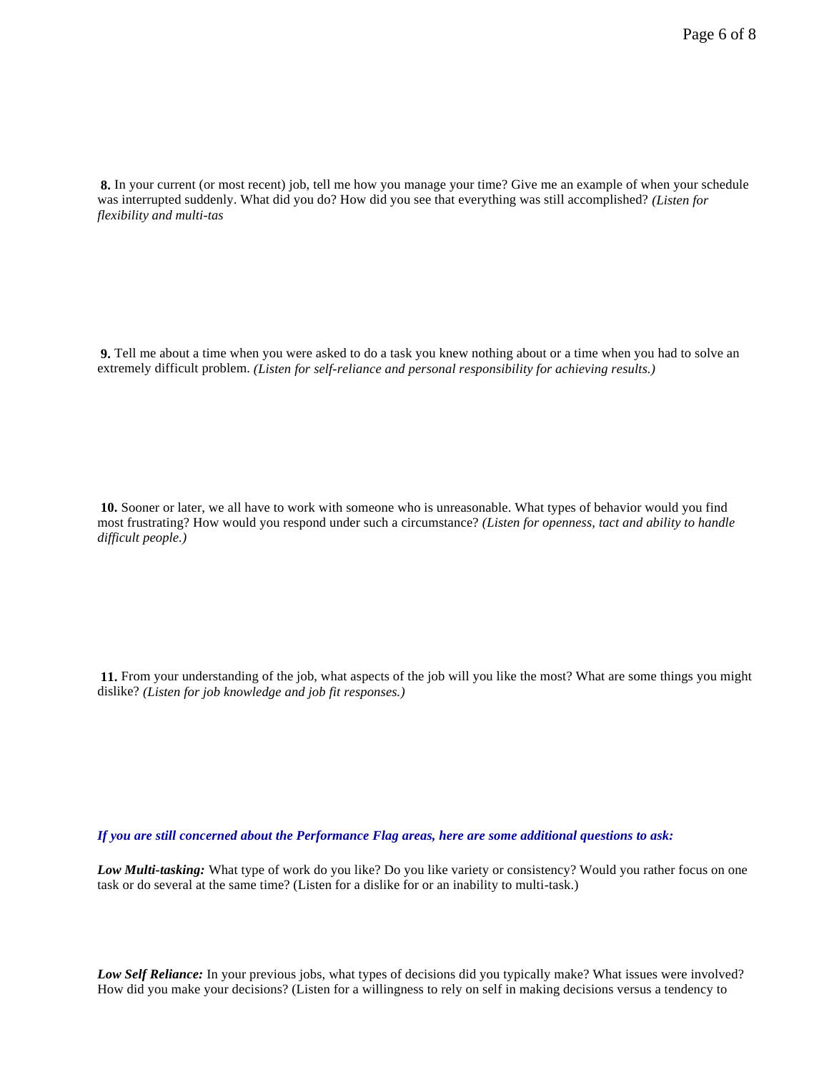**8.** In your current (or most recent) job, tell me how you manage your time? Give me an example of when your schedule was interrupted suddenly. What did you do? How did you see that everything was still accomplished? *(Listen for flexibility and multi-tas*

**9.** Tell me about a time when you were asked to do a task you knew nothing about or a time when you had to solve an extremely difficult problem. *(Listen for self-reliance and personal responsibility for achieving results.)*

**10.** Sooner or later, we all have to work with someone who is unreasonable. What types of behavior would you find most frustrating? How would you respond under such a circumstance? *(Listen for openness, tact and ability to handle difficult people.)*

**11.** From your understanding of the job, what aspects of the job will you like the most? What are some things you might dislike? *(Listen for job knowledge and job fit responses.)*

***If you are still concerned about the Performance Flag areas, here are some additional questions to ask:***

***Low Multi-tasking:*** What type of work do you like? Do you like variety or consistency? Would you rather focus on one task or do several at the same time? (Listen for a dislike for or an inability to multi-task.)

***Low Self Reliance:*** In your previous jobs, what types of decisions did you typically make? What issues were involved? How did you make your decisions? (Listen for a willingness to rely on self in making decisions versus a tendency to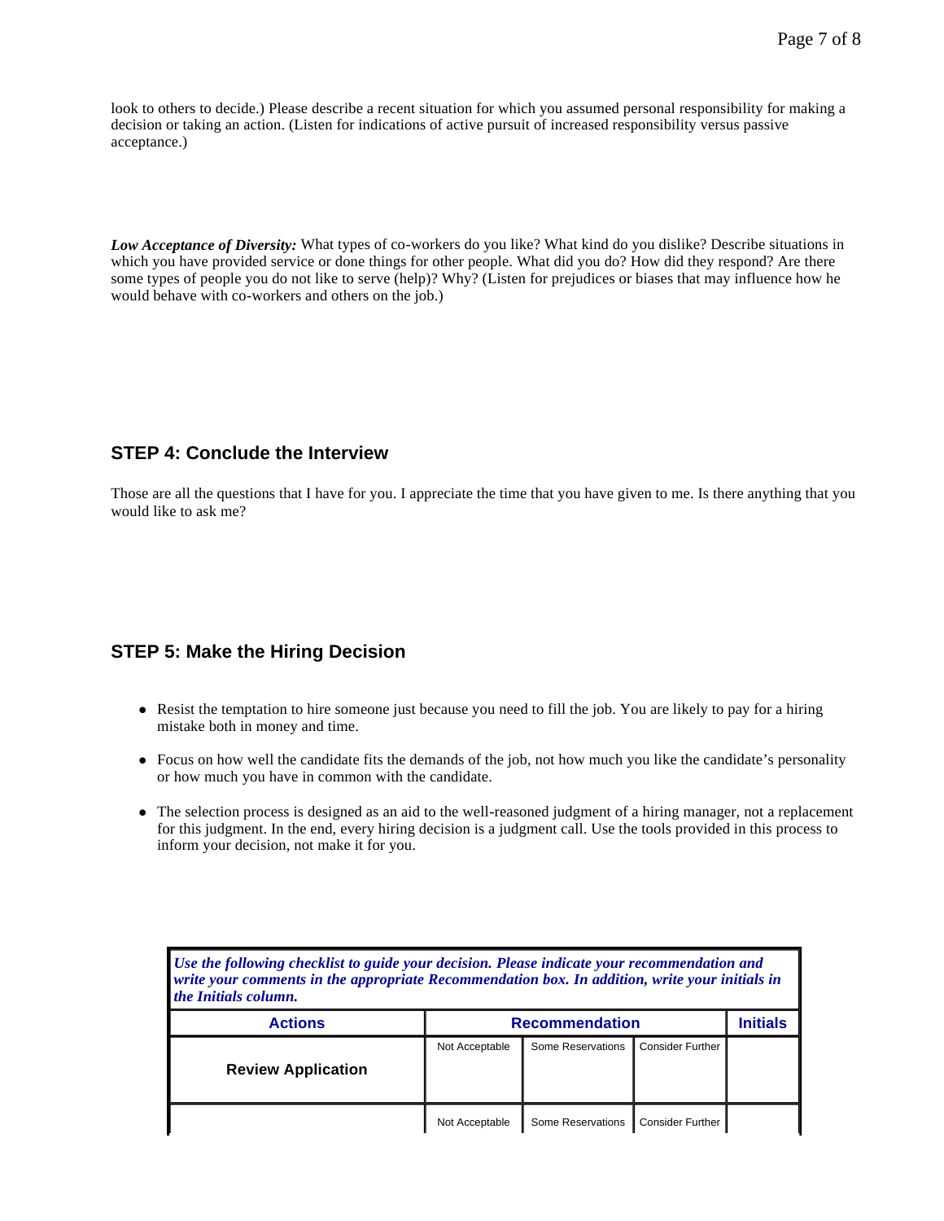look to others to decide.) Please describe a recent situation for which you assumed personal responsibility for making a decision or taking an action. (Listen for indications of active pursuit of increased responsibility versus passive acceptance.)

***Low Acceptance of Diversity:*** What types of co-workers do you like? What kind do you dislike? Describe situations in which you have provided service or done things for other people. What did you do? How did they respond? Are there some types of people you do not like to serve (help)? Why? (Listen for prejudices or biases that may influence how he would behave with co-workers and others on the job.)

## STEP 4: Conclude the Interview

Those are all the questions that I have for you. I appreciate the time that you have given to me. Is there anything that you would like to ask me?

## STEP 5: Make the Hiring Decision

- Resist the temptation to hire someone just because you need to fill the job. You are likely to pay for a hiring mistake both in money and time.
- Focus on how well the candidate fits the demands of the job, not how much you like the candidate's personality or how much you have in common with the candidate.
- The selection process is designed as an aid to the well-reasoned judgment of a hiring manager, not a replacement for this judgment. In the end, every hiring decision is a judgment call. Use the tools provided in this process to inform your decision, not make it for you.

***Use the following checklist to guide your decision. Please indicate your recommendation and write your comments in the appropriate Recommendation box. In addition, write your initials in the Initials column.***

| Actions | Recommendation | | | Initials |
|---|---|---|---|---|
| **Review Application** | Not Acceptable | Some Reservations | Consider Further | |
| | Not Acceptable | Some Reservations | Consider Further | |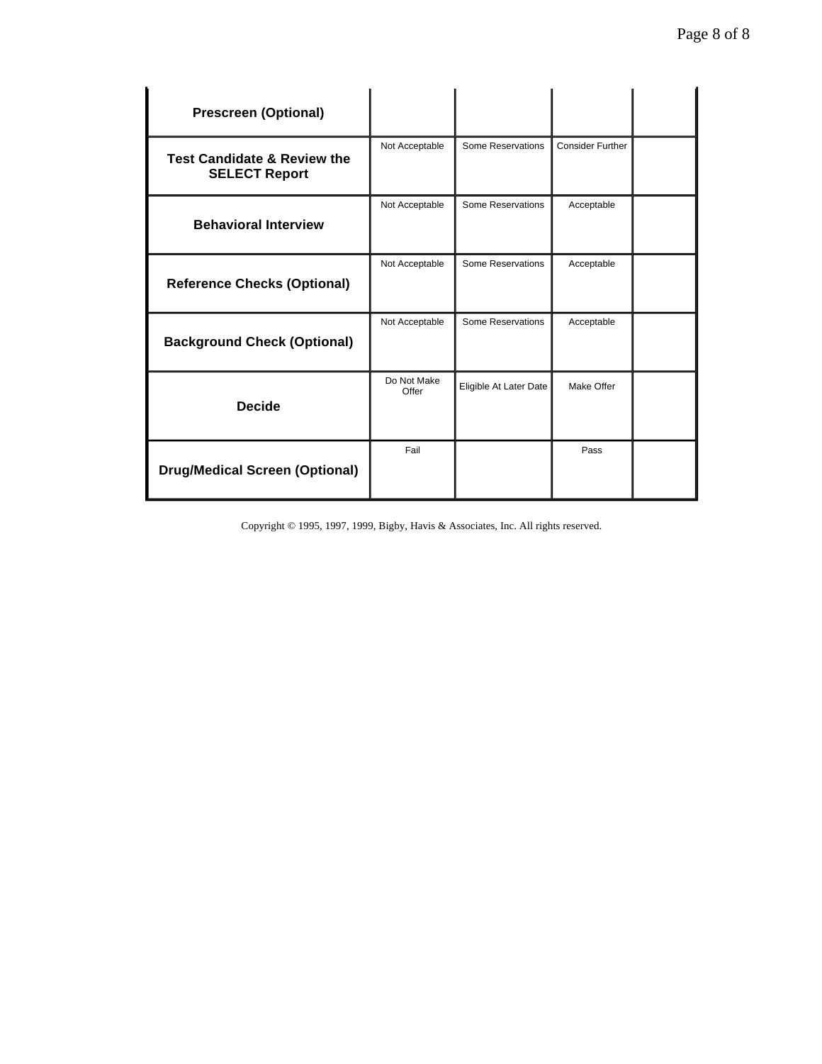| | | | | |
|---|---|---|---|---|
| **Prescreen (Optional)** | | | | |
| **Test Candidate & Review the SELECT Report** | Not Acceptable | Some Reservations | Consider Further | |
| **Behavioral Interview** | Not Acceptable | Some Reservations | Acceptable | |
| **Reference Checks (Optional)** | Not Acceptable | Some Reservations | Acceptable | |
| **Background Check (Optional)** | Not Acceptable | Some Reservations | Acceptable | |
| **Decide** | Do Not Make Offer | Eligible At Later Date | Make Offer | |
| **Drug/Medical Screen (Optional)** | Fail | | Pass | |

Copyright © 1995, 1997, 1999, Bigby, Havis & Associates, Inc. All rights reserved.